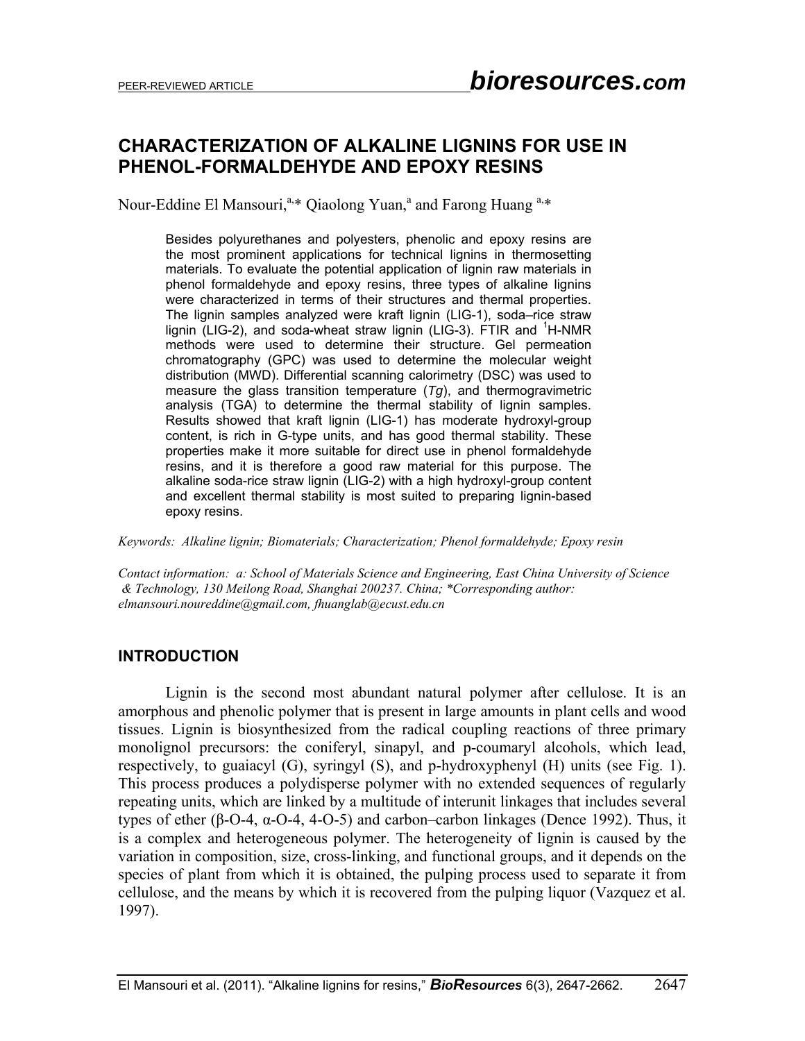# CHARACTERIZATION OF ALKALINE LIGNINS FOR USE IN PHENOL-FORMALDEHYDE AND EPOXY RESINS

Nour-Eddine El Mansouri,[a,]* Qiaolong Yuan,[a] and Farong Huang [a,]*

Besides polyurethanes and polyesters, phenolic and epoxy resins are the most prominent applications for technical lignins in thermosetting materials. To evaluate the potential application of lignin raw materials in phenol formaldehyde and epoxy resins, three types of alkaline lignins were characterized in terms of their structures and thermal properties. The lignin samples analyzed were kraft lignin (LIG-1), soda–rice straw lignin (LIG-2), and soda-wheat straw lignin (LIG-3). FTIR and $^{1}$H-NMR methods were used to determine their structure. Gel permeation chromatography (GPC) was used to determine the molecular weight distribution (MWD). Differential scanning calorimetry (DSC) was used to measure the glass transition temperature (*Tg*), and thermogravimetric analysis (TGA) to determine the thermal stability of lignin samples. Results showed that kraft lignin (LIG-1) has moderate hydroxyl-group content, is rich in G-type units, and has good thermal stability. These properties make it more suitable for direct use in phenol formaldehyde resins, and it is therefore a good raw material for this purpose. The alkaline soda-rice straw lignin (LIG-2) with a high hydroxyl-group content and excellent thermal stability is most suited to preparing lignin-based epoxy resins.

*Keywords: Alkaline lignin; Biomaterials; Characterization; Phenol formaldehyde; Epoxy resin*

*Contact information: a: School of Materials Science and Engineering, East China University of Science & Technology, 130 Meilong Road, Shanghai 200237. China; *Corresponding author: elmansouri.noureddine@gmail.com, fhuanglab@ecust.edu.cn*

## INTRODUCTION

Lignin is the second most abundant natural polymer after cellulose. It is an amorphous and phenolic polymer that is present in large amounts in plant cells and wood tissues. Lignin is biosynthesized from the radical coupling reactions of three primary monolignol precursors: the coniferyl, sinapyl, and p-coumaryl alcohols, which lead, respectively, to guaiacyl (G), syringyl (S), and p-hydroxyphenyl (H) units (see Fig. 1). This process produces a polydisperse polymer with no extended sequences of regularly repeating units, which are linked by a multitude of interunit linkages that includes several types of ether (β-O-4, α-O-4, 4-O-5) and carbon–carbon linkages (Dence 1992). Thus, it is a complex and heterogeneous polymer. The heterogeneity of lignin is caused by the variation in composition, size, cross-linking, and functional groups, and it depends on the species of plant from which it is obtained, the pulping process used to separate it from cellulose, and the means by which it is recovered from the pulping liquor (Vazquez et al. 1997).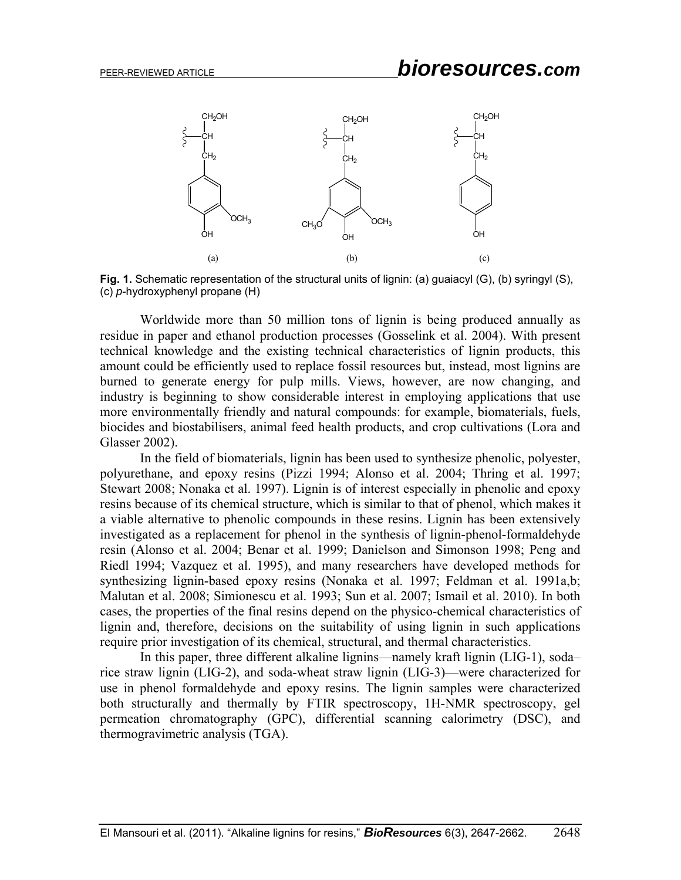Fig. 1. Schematic representation of the structural units of lignin: (a) guaiacyl (G), (b) syringyl (S), (c) *p*-hydroxyphenyl propane (H)

Worldwide more than 50 million tons of lignin is being produced annually as residue in paper and ethanol production processes (Gosselink et al. 2004). With present technical knowledge and the existing technical characteristics of lignin products, this amount could be efficiently used to replace fossil resources but, instead, most lignins are burned to generate energy for pulp mills. Views, however, are now changing, and industry is beginning to show considerable interest in employing applications that use more environmentally friendly and natural compounds: for example, biomaterials, fuels, biocides and biostabilisers, animal feed health products, and crop cultivations (Lora and Glasser 2002).

In the field of biomaterials, lignin has been used to synthesize phenolic, polyester, polyurethane, and epoxy resins (Pizzi 1994; Alonso et al. 2004; Thring et al. 1997; Stewart 2008; Nonaka et al. 1997). Lignin is of interest especially in phenolic and epoxy resins because of its chemical structure, which is similar to that of phenol, which makes it a viable alternative to phenolic compounds in these resins. Lignin has been extensively investigated as a replacement for phenol in the synthesis of lignin-phenol-formaldehyde resin (Alonso et al. 2004; Benar et al. 1999; Danielson and Simonson 1998; Peng and Riedl 1994; Vazquez et al. 1995), and many researchers have developed methods for synthesizing lignin-based epoxy resins (Nonaka et al. 1997; Feldman et al. 1991a,b; Malutan et al. 2008; Simionescu et al. 1993; Sun et al. 2007; Ismail et al. 2010). In both cases, the properties of the final resins depend on the physico-chemical characteristics of lignin and, therefore, decisions on the suitability of using lignin in such applications require prior investigation of its chemical, structural, and thermal characteristics.

In this paper, three different alkaline lignins—namely kraft lignin (LIG-1), soda–rice straw lignin (LIG-2), and soda-wheat straw lignin (LIG-3)—were characterized for use in phenol formaldehyde and epoxy resins. The lignin samples were characterized both structurally and thermally by FTIR spectroscopy, 1H-NMR spectroscopy, gel permeation chromatography (GPC), differential scanning calorimetry (DSC), and thermogravimetric analysis (TGA).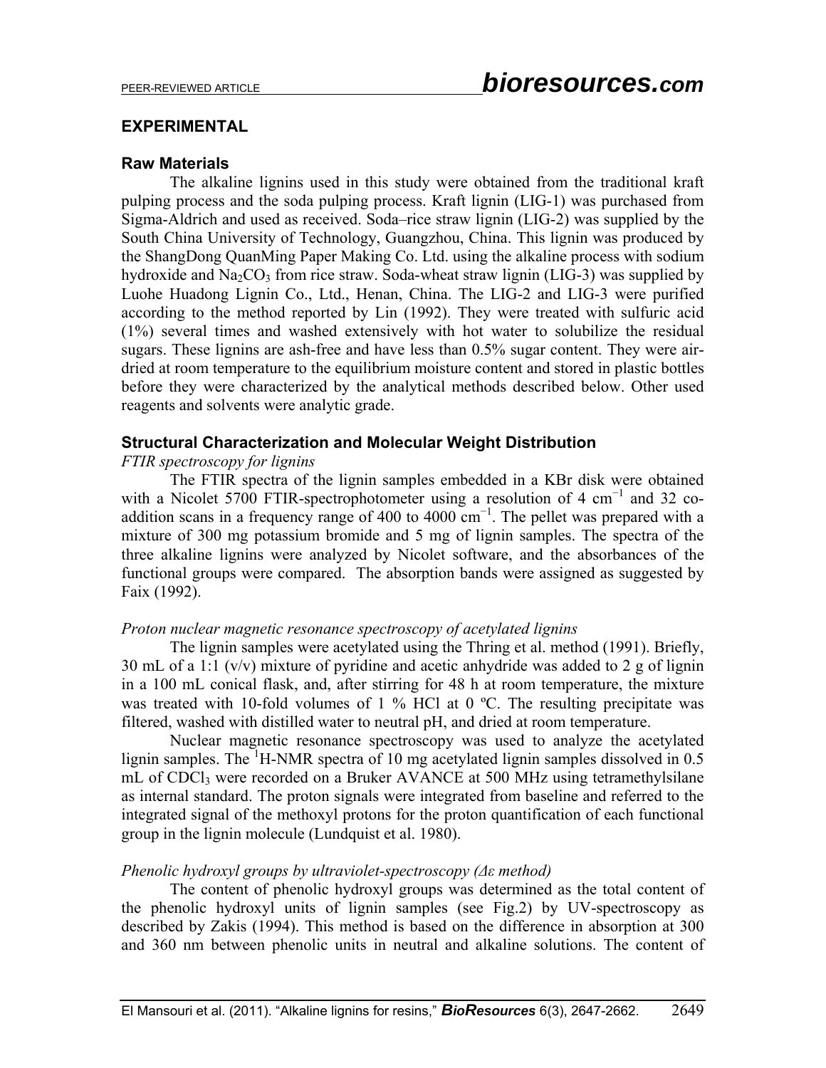## EXPERIMENTAL

### Raw Materials

The alkaline lignins used in this study were obtained from the traditional kraft pulping process and the soda pulping process. Kraft lignin (LIG-1) was purchased from Sigma-Aldrich and used as received. Soda–rice straw lignin (LIG-2) was supplied by the South China University of Technology, Guangzhou, China. This lignin was produced by the ShangDong QuanMing Paper Making Co. Ltd. using the alkaline process with sodium hydroxide and $Na_2CO_3$ from rice straw. Soda-wheat straw lignin (LIG-3) was supplied by Luohe Huadong Lignin Co., Ltd., Henan, China. The LIG-2 and LIG-3 were purified according to the method reported by Lin (1992). They were treated with sulfuric acid (1%) several times and washed extensively with hot water to solubilize the residual sugars. These lignins are ash-free and have less than 0.5% sugar content. They were air-dried at room temperature to the equilibrium moisture content and stored in plastic bottles before they were characterized by the analytical methods described below. Other used reagents and solvents were analytic grade.

### Structural Characterization and Molecular Weight Distribution

*FTIR spectroscopy for lignins*

The FTIR spectra of the lignin samples embedded in a KBr disk were obtained with a Nicolet 5700 FTIR-spectrophotometer using a resolution of 4 $cm^{-1}$ and 32 co-addition scans in a frequency range of 400 to 4000 $cm^{-1}$. The pellet was prepared with a mixture of 300 mg potassium bromide and 5 mg of lignin samples. The spectra of the three alkaline lignins were analyzed by Nicolet software, and the absorbances of the functional groups were compared. The absorption bands were assigned as suggested by Faix (1992).

*Proton nuclear magnetic resonance spectroscopy of acetylated lignins*

The lignin samples were acetylated using the Thring et al. method (1991). Briefly, 30 mL of a 1:1 (v/v) mixture of pyridine and acetic anhydride was added to 2 g of lignin in a 100 mL conical flask, and, after stirring for 48 h at room temperature, the mixture was treated with 10-fold volumes of 1 % HCl at 0 ºC. The resulting precipitate was filtered, washed with distilled water to neutral pH, and dried at room temperature.

Nuclear magnetic resonance spectroscopy was used to analyze the acetylated lignin samples. The $^1H$-NMR spectra of 10 mg acetylated lignin samples dissolved in 0.5 mL of $CDCl_3$ were recorded on a Bruker AVANCE at 500 MHz using tetramethylsilane as internal standard. The proton signals were integrated from baseline and referred to the integrated signal of the methoxyl protons for the proton quantification of each functional group in the lignin molecule (Lundquist et al. 1980).

*Phenolic hydroxyl groups by ultraviolet-spectroscopy (Δε method)*

The content of phenolic hydroxyl groups was determined as the total content of the phenolic hydroxyl units of lignin samples (see Fig.2) by UV-spectroscopy as described by Zakis (1994). This method is based on the difference in absorption at 300 and 360 nm between phenolic units in neutral and alkaline solutions. The content of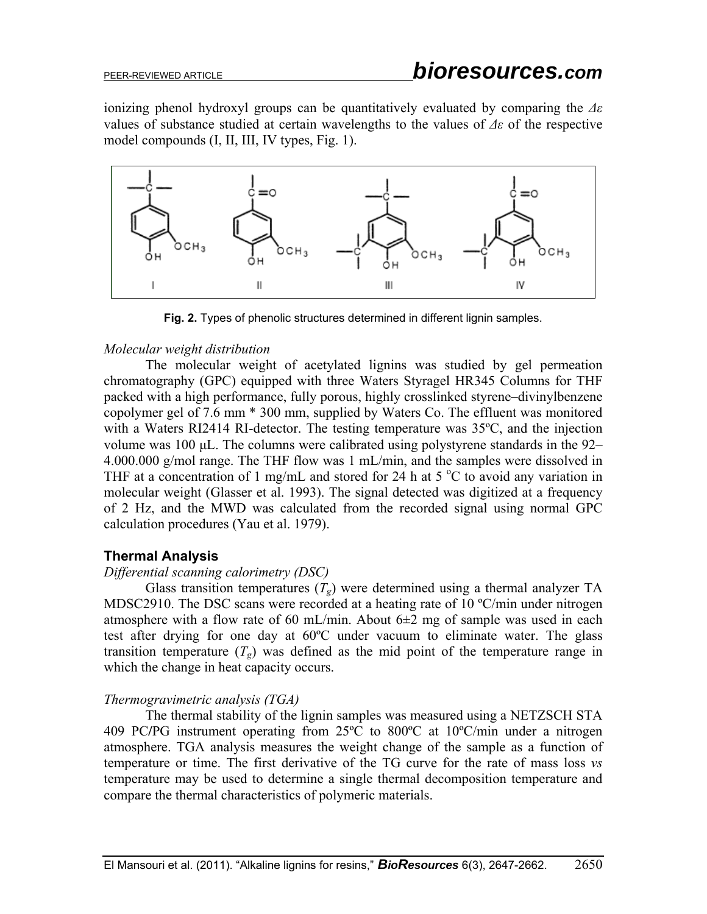ionizing phenol hydroxyl groups can be quantitatively evaluated by comparing the *Δε* values of substance studied at certain wavelengths to the values of *Δε* of the respective model compounds (I, II, III, IV types, Fig. 1).

**Fig. 2.** Types of phenolic structures determined in different lignin samples.

*Molecular weight distribution*

The molecular weight of acetylated lignins was studied by gel permeation chromatography (GPC) equipped with three Waters Styragel HR345 Columns for THF packed with a high performance, fully porous, highly crosslinked styrene–divinylbenzene copolymer gel of 7.6 mm * 300 mm, supplied by Waters Co. The effluent was monitored with a Waters RI2414 RI-detector. The testing temperature was 35ºC, and the injection volume was 100 µL. The columns were calibrated using polystyrene standards in the 92–4.000.000 g/mol range. The THF flow was 1 mL/min, and the samples were dissolved in THF at a concentration of 1 mg/mL and stored for 24 h at 5 $^{o}$C to avoid any variation in molecular weight (Glasser et al. 1993). The signal detected was digitized at a frequency of 2 Hz, and the MWD was calculated from the recorded signal using normal GPC calculation procedures (Yau et al. 1979).

## Thermal Analysis

*Differential scanning calorimetry (DSC)*

Glass transition temperatures ($T_g$) were determined using a thermal analyzer TA MDSC2910. The DSC scans were recorded at a heating rate of 10 ºC/min under nitrogen atmosphere with a flow rate of 60 mL/min. About 6±2 mg of sample was used in each test after drying for one day at 60ºC under vacuum to eliminate water. The glass transition temperature ($T_g$) was defined as the mid point of the temperature range in which the change in heat capacity occurs.

*Thermogravimetric analysis (TGA)*

The thermal stability of the lignin samples was measured using a NETZSCH STA 409 PC/PG instrument operating from 25ºC to 800ºC at 10ºC/min under a nitrogen atmosphere. TGA analysis measures the weight change of the sample as a function of temperature or time. The first derivative of the TG curve for the rate of mass loss *vs* temperature may be used to determine a single thermal decomposition temperature and compare the thermal characteristics of polymeric materials.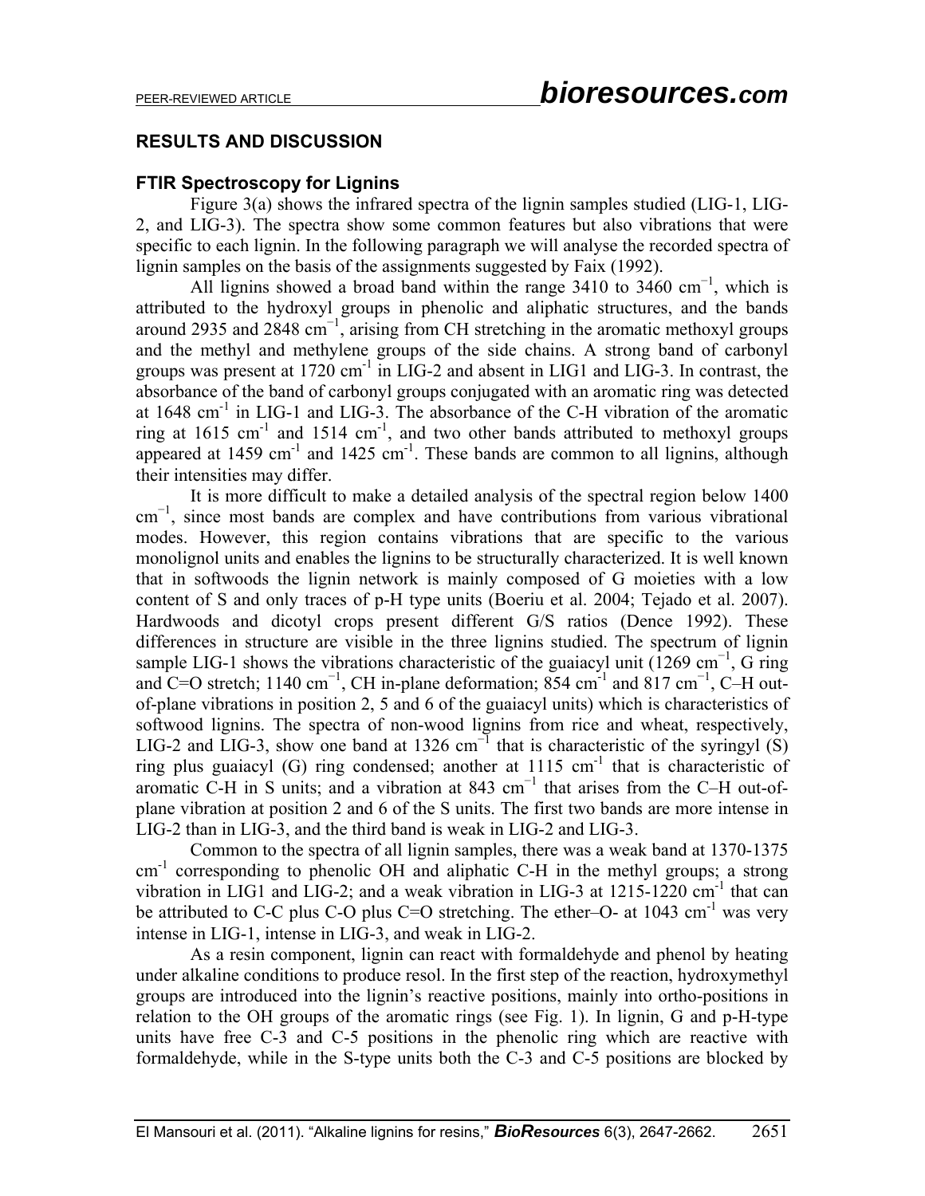## RESULTS AND DISCUSSION

### FTIR Spectroscopy for Lignins

Figure 3(a) shows the infrared spectra of the lignin samples studied (LIG-1, LIG-2, and LIG-3). The spectra show some common features but also vibrations that were specific to each lignin. In the following paragraph we will analyse the recorded spectra of lignin samples on the basis of the assignments suggested by Faix (1992).

All lignins showed a broad band within the range 3410 to 3460 $cm^{-1}$, which is attributed to the hydroxyl groups in phenolic and aliphatic structures, and the bands around 2935 and 2848 $cm^{-1}$, arising from CH stretching in the aromatic methoxyl groups and the methyl and methylene groups of the side chains. A strong band of carbonyl groups was present at 1720 $cm^{-1}$ in LIG-2 and absent in LIG1 and LIG-3. In contrast, the absorbance of the band of carbonyl groups conjugated with an aromatic ring was detected at 1648 $cm^{-1}$ in LIG-1 and LIG-3. The absorbance of the C-H vibration of the aromatic ring at 1615 $cm^{-1}$ and 1514 $cm^{-1}$, and two other bands attributed to methoxyl groups appeared at 1459 $cm^{-1}$ and 1425 $cm^{-1}$. These bands are common to all lignins, although their intensities may differ.

It is more difficult to make a detailed analysis of the spectral region below 1400 $cm^{-1}$, since most bands are complex and have contributions from various vibrational modes. However, this region contains vibrations that are specific to the various monolignol units and enables the lignins to be structurally characterized. It is well known that in softwoods the lignin network is mainly composed of G moieties with a low content of S and only traces of p-H type units (Boeriu et al. 2004; Tejado et al. 2007). Hardwoods and dicotyl crops present different G/S ratios (Dence 1992). These differences in structure are visible in the three lignins studied. The spectrum of lignin sample LIG-1 shows the vibrations characteristic of the guaiacyl unit (1269 $cm^{-1}$, G ring and C=O stretch; 1140 $cm^{-1}$, CH in-plane deformation; 854 $cm^{-1}$ and 817 $cm^{-1}$, C–H out-of-plane vibrations in position 2, 5 and 6 of the guaiacyl units) which is characteristics of softwood lignins. The spectra of non-wood lignins from rice and wheat, respectively, LIG-2 and LIG-3, show one band at 1326 $cm^{-1}$ that is characteristic of the syringyl (S) ring plus guaiacyl (G) ring condensed; another at 1115 $cm^{-1}$ that is characteristic of aromatic C-H in S units; and a vibration at 843 $cm^{-1}$ that arises from the C–H out-of-plane vibration at position 2 and 6 of the S units. The first two bands are more intense in LIG-2 than in LIG-3, and the third band is weak in LIG-2 and LIG-3.

Common to the spectra of all lignin samples, there was a weak band at 1370-1375 $cm^{-1}$ corresponding to phenolic OH and aliphatic C-H in the methyl groups; a strong vibration in LIG1 and LIG-2; and a weak vibration in LIG-3 at 1215-1220 $cm^{-1}$ that can be attributed to C-C plus C-O plus C=O stretching. The ether–O- at 1043 $cm^{-1}$ was very intense in LIG-1, intense in LIG-3, and weak in LIG-2.

As a resin component, lignin can react with formaldehyde and phenol by heating under alkaline conditions to produce resol. In the first step of the reaction, hydroxymethyl groups are introduced into the lignin's reactive positions, mainly into ortho-positions in relation to the OH groups of the aromatic rings (see Fig. 1). In lignin, G and p-H-type units have free C-3 and C-5 positions in the phenolic ring which are reactive with formaldehyde, while in the S-type units both the C-3 and C-5 positions are blocked by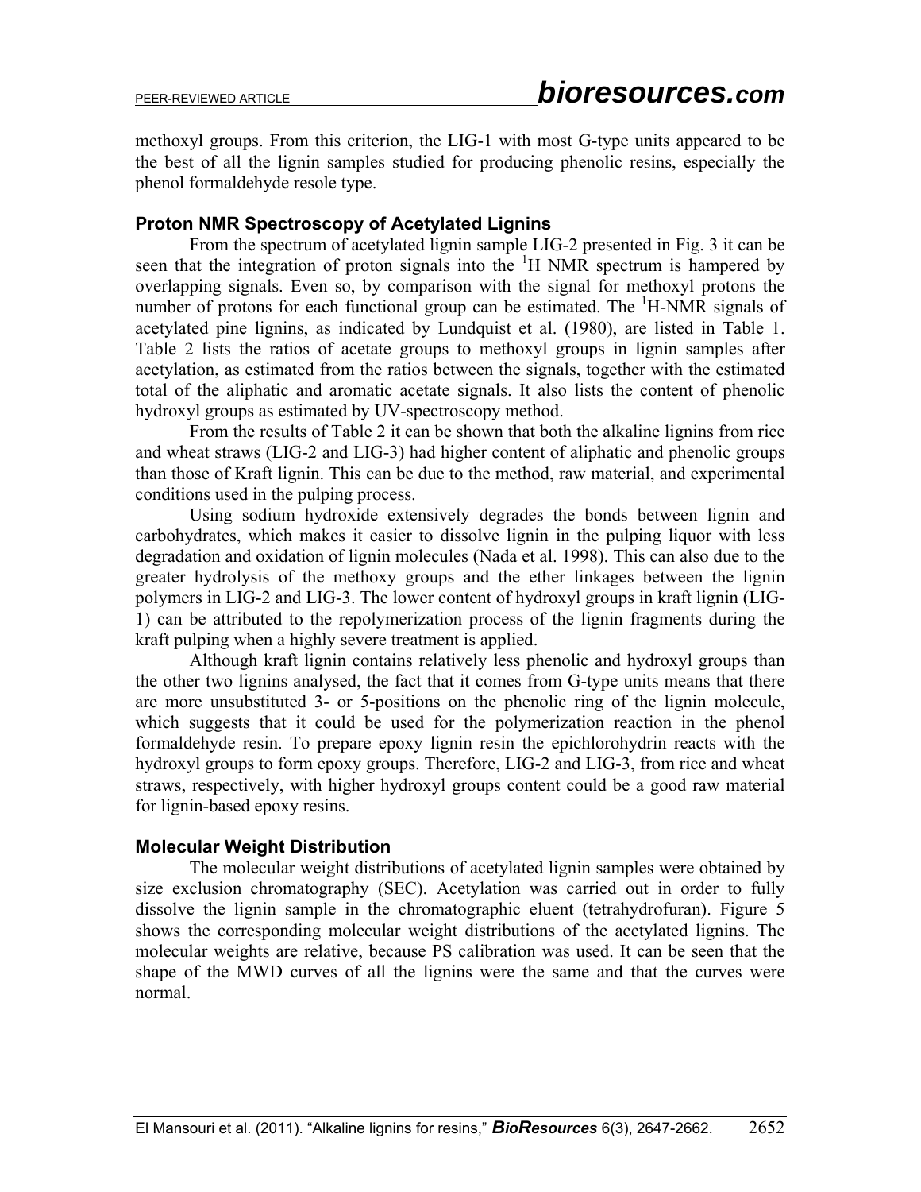methoxyl groups. From this criterion, the LIG-1 with most G-type units appeared to be the best of all the lignin samples studied for producing phenolic resins, especially the phenol formaldehyde resole type.

### Proton NMR Spectroscopy of Acetylated Lignins

From the spectrum of acetylated lignin sample LIG-2 presented in Fig. 3 it can be seen that the integration of proton signals into the $^{1}$H NMR spectrum is hampered by overlapping signals. Even so, by comparison with the signal for methoxyl protons the number of protons for each functional group can be estimated. The $^{1}$H-NMR signals of acetylated pine lignins, as indicated by Lundquist et al. (1980), are listed in Table 1. Table 2 lists the ratios of acetate groups to methoxyl groups in lignin samples after acetylation, as estimated from the ratios between the signals, together with the estimated total of the aliphatic and aromatic acetate signals. It also lists the content of phenolic hydroxyl groups as estimated by UV-spectroscopy method.

From the results of Table 2 it can be shown that both the alkaline lignins from rice and wheat straws (LIG-2 and LIG-3) had higher content of aliphatic and phenolic groups than those of Kraft lignin. This can be due to the method, raw material, and experimental conditions used in the pulping process.

Using sodium hydroxide extensively degrades the bonds between lignin and carbohydrates, which makes it easier to dissolve lignin in the pulping liquor with less degradation and oxidation of lignin molecules (Nada et al. 1998). This can also due to the greater hydrolysis of the methoxy groups and the ether linkages between the lignin polymers in LIG-2 and LIG-3. The lower content of hydroxyl groups in kraft lignin (LIG-1) can be attributed to the repolymerization process of the lignin fragments during the kraft pulping when a highly severe treatment is applied.

Although kraft lignin contains relatively less phenolic and hydroxyl groups than the other two lignins analysed, the fact that it comes from G-type units means that there are more unsubstituted 3- or 5-positions on the phenolic ring of the lignin molecule, which suggests that it could be used for the polymerization reaction in the phenol formaldehyde resin. To prepare epoxy lignin resin the epichlorohydrin reacts with the hydroxyl groups to form epoxy groups. Therefore, LIG-2 and LIG-3, from rice and wheat straws, respectively, with higher hydroxyl groups content could be a good raw material for lignin-based epoxy resins.

### Molecular Weight Distribution

The molecular weight distributions of acetylated lignin samples were obtained by size exclusion chromatography (SEC). Acetylation was carried out in order to fully dissolve the lignin sample in the chromatographic eluent (tetrahydrofuran). Figure 5 shows the corresponding molecular weight distributions of the acetylated lignins. The molecular weights are relative, because PS calibration was used. It can be seen that the shape of the MWD curves of all the lignins were the same and that the curves were normal.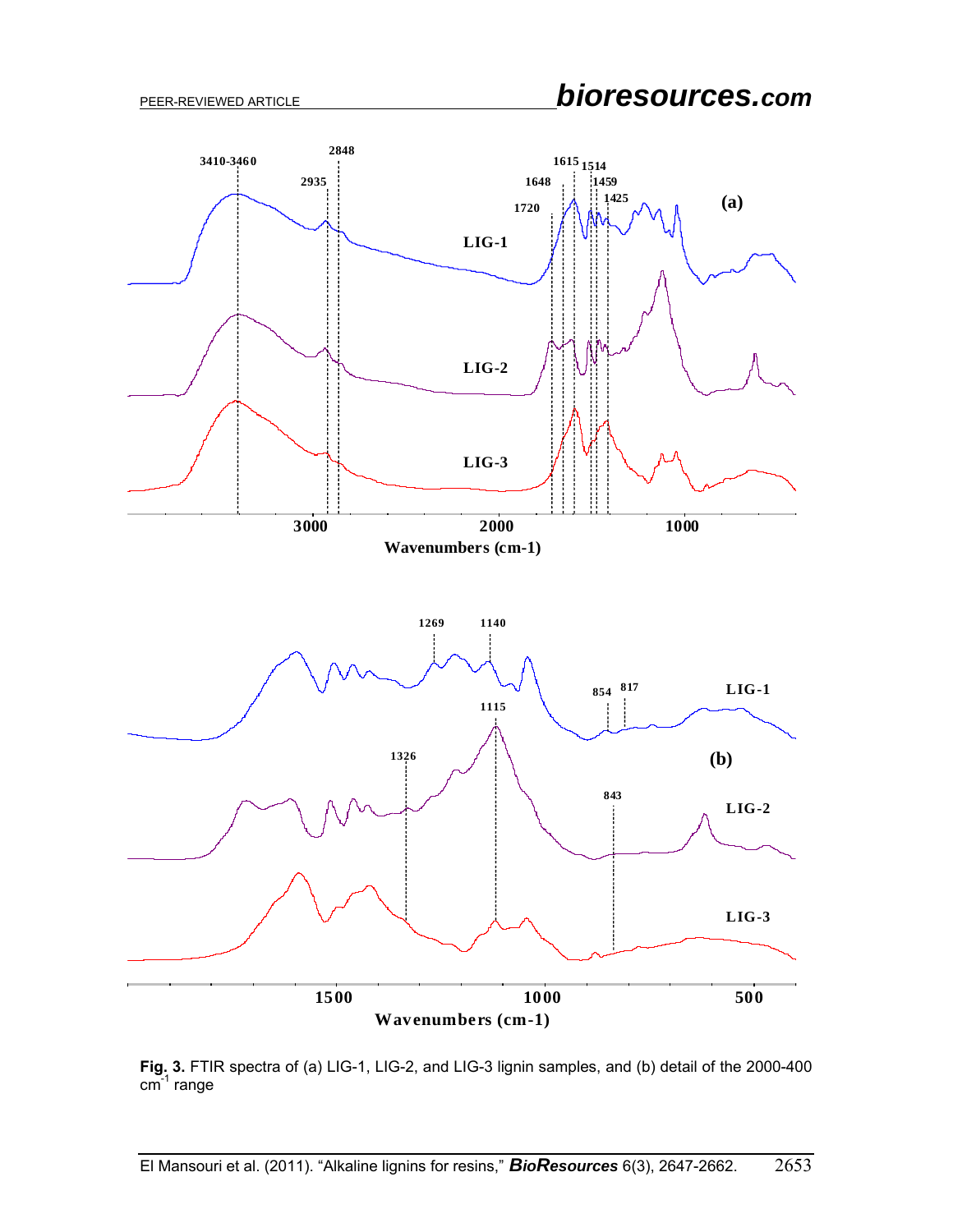**Fig. 3.** FTIR spectra of (a) LIG-1, LIG-2, and LIG-3 lignin samples, and (b) detail of the 2000-400 $cm^{-1}$ range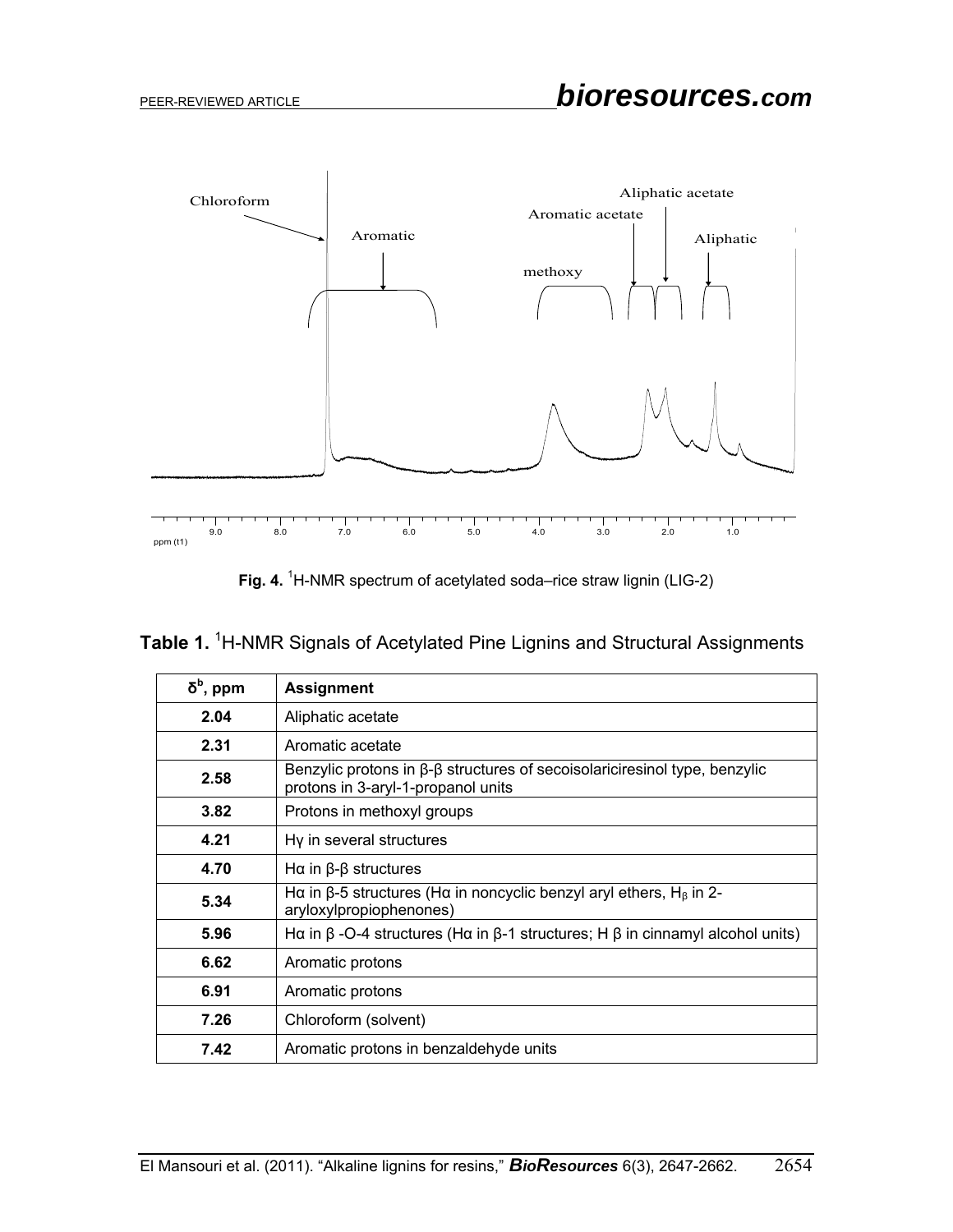**Fig. 4.** [1]H-NMR spectrum of acetylated soda–rice straw lignin (LIG-2)

**Table 1.** [1]H-NMR Signals of Acetylated Pine Lignins and Structural Assignments

| $\delta^b$, ppm | Assignment |
|---|---|
| 2.04 | Aliphatic acetate |
| 2.31 | Aromatic acetate |
| 2.58 | Benzylic protons in β-β structures of secoisolariciresinol type, benzylic protons in 3-aryl-1-propanol units |
| 3.82 | Protons in methoxyl groups |
| 4.21 | Hγ in several structures |
| 4.70 | Hα in β-β structures |
| 5.34 | Hα in β-5 structures (Hα in noncyclic benzyl aryl ethers, $H_\beta$ in 2-aryloxylpropiophenones) |
| 5.96 | Hα in β -O-4 structures (Hα in β-1 structures; H β in cinnamyl alcohol units) |
| 6.62 | Aromatic protons |
| 6.91 | Aromatic protons |
| 7.26 | Chloroform (solvent) |
| 7.42 | Aromatic protons in benzaldehyde units |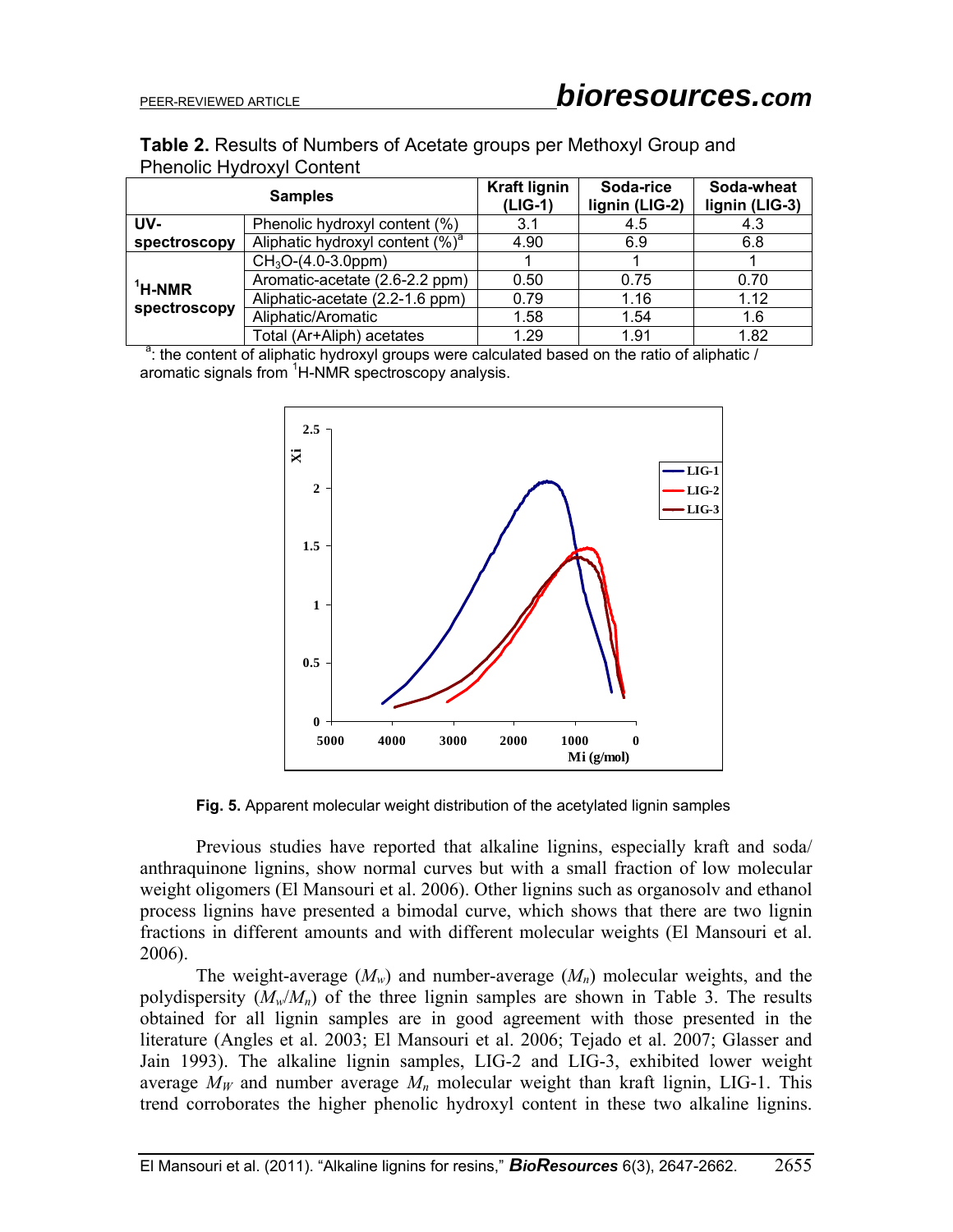**Table 2.** Results of Numbers of Acetate groups per Methoxyl Group and Phenolic Hydroxyl Content

| Samples | | Kraft lignin (LIG-1) | Soda-rice lignin (LIG-2) | Soda-wheat lignin (LIG-3) |
|---|---|---|---|---|
| UV-spectroscopy | Phenolic hydroxyl content (%) | 3.1 | 4.5 | 4.3 |
| | Aliphatic hydroxyl content (%)[a] | 4.90 | 6.9 | 6.8 |
| $^1$H-NMR spectroscopy | $CH_3O$-(4.0-3.0ppm) | 1 | 1 | 1 |
| | Aromatic-acetate (2.6-2.2 ppm) | 0.50 | 0.75 | 0.70 |
| | Aliphatic-acetate (2.2-1.6 ppm) | 0.79 | 1.16 | 1.12 |
| | Aliphatic/Aromatic | 1.58 | 1.54 | 1.6 |
| | Total (Ar+Aliph) acetates | 1.29 | 1.91 | 1.82 |

[a]: the content of aliphatic hydroxyl groups were calculated based on the ratio of aliphatic / aromatic signals from $^1$H-NMR spectroscopy analysis.

**Fig. 5.** Apparent molecular weight distribution of the acetylated lignin samples

Previous studies have reported that alkaline lignins, especially kraft and soda/ anthraquinone lignins, show normal curves but with a small fraction of low molecular weight oligomers (El Mansouri et al. 2006). Other lignins such as organosolv and ethanol process lignins have presented a bimodal curve, which shows that there are two lignin fractions in different amounts and with different molecular weights (El Mansouri et al. 2006).

The weight-average ($M_w$) and number-average ($M_n$) molecular weights, and the polydispersity ($M_w/M_n$) of the three lignin samples are shown in Table 3. The results obtained for all lignin samples are in good agreement with those presented in the literature (Angles et al. 2003; El Mansouri et al. 2006; Tejado et al. 2007; Glasser and Jain 1993). The alkaline lignin samples, LIG-2 and LIG-3, exhibited lower weight average $M_W$ and number average $M_n$ molecular weight than kraft lignin, LIG-1. This trend corroborates the higher phenolic hydroxyl content in these two alkaline lignins.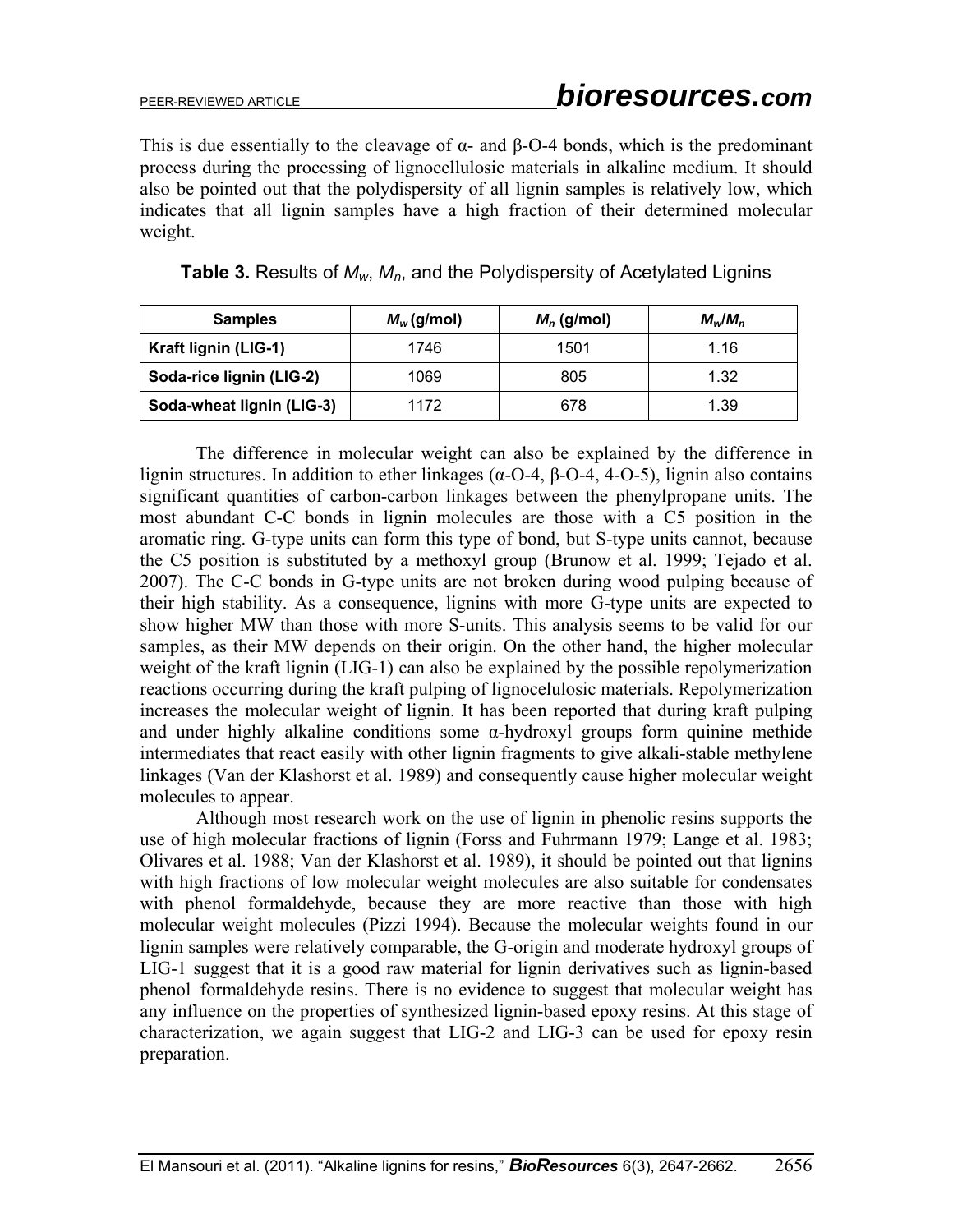This is due essentially to the cleavage of α- and β-O-4 bonds, which is the predominant process during the processing of lignocellulosic materials in alkaline medium. It should also be pointed out that the polydispersity of all lignin samples is relatively low, which indicates that all lignin samples have a high fraction of their determined molecular weight.

**Table 3.** Results of $M_w$, $M_n$, and the Polydispersity of Acetylated Lignins

| Samples | $M_w$ (g/mol) | $M_n$ (g/mol) | $M_w/M_n$ |
|---|---|---|---|
| **Kraft lignin (LIG-1)** | 1746 | 1501 | 1.16 |
| **Soda-rice lignin (LIG-2)** | 1069 | 805 | 1.32 |
| **Soda-wheat lignin (LIG-3)** | 1172 | 678 | 1.39 |

The difference in molecular weight can also be explained by the difference in lignin structures. In addition to ether linkages (α-O-4, β-O-4, 4-O-5), lignin also contains significant quantities of carbon-carbon linkages between the phenylpropane units. The most abundant C-C bonds in lignin molecules are those with a C5 position in the aromatic ring. G-type units can form this type of bond, but S-type units cannot, because the C5 position is substituted by a methoxyl group (Brunow et al. 1999; Tejado et al. 2007). The C-C bonds in G-type units are not broken during wood pulping because of their high stability. As a consequence, lignins with more G-type units are expected to show higher MW than those with more S-units. This analysis seems to be valid for our samples, as their MW depends on their origin. On the other hand, the higher molecular weight of the kraft lignin (LIG-1) can also be explained by the possible repolymerization reactions occurring during the kraft pulping of lignocelulosic materials. Repolymerization increases the molecular weight of lignin. It has been reported that during kraft pulping and under highly alkaline conditions some α-hydroxyl groups form quinine methide intermediates that react easily with other lignin fragments to give alkali-stable methylene linkages (Van der Klashorst et al. 1989) and consequently cause higher molecular weight molecules to appear.

Although most research work on the use of lignin in phenolic resins supports the use of high molecular fractions of lignin (Forss and Fuhrmann 1979; Lange et al. 1983; Olivares et al. 1988; Van der Klashorst et al. 1989), it should be pointed out that lignins with high fractions of low molecular weight molecules are also suitable for condensates with phenol formaldehyde, because they are more reactive than those with high molecular weight molecules (Pizzi 1994). Because the molecular weights found in our lignin samples were relatively comparable, the G-origin and moderate hydroxyl groups of LIG-1 suggest that it is a good raw material for lignin derivatives such as lignin-based phenol–formaldehyde resins. There is no evidence to suggest that molecular weight has any influence on the properties of synthesized lignin-based epoxy resins. At this stage of characterization, we again suggest that LIG-2 and LIG-3 can be used for epoxy resin preparation.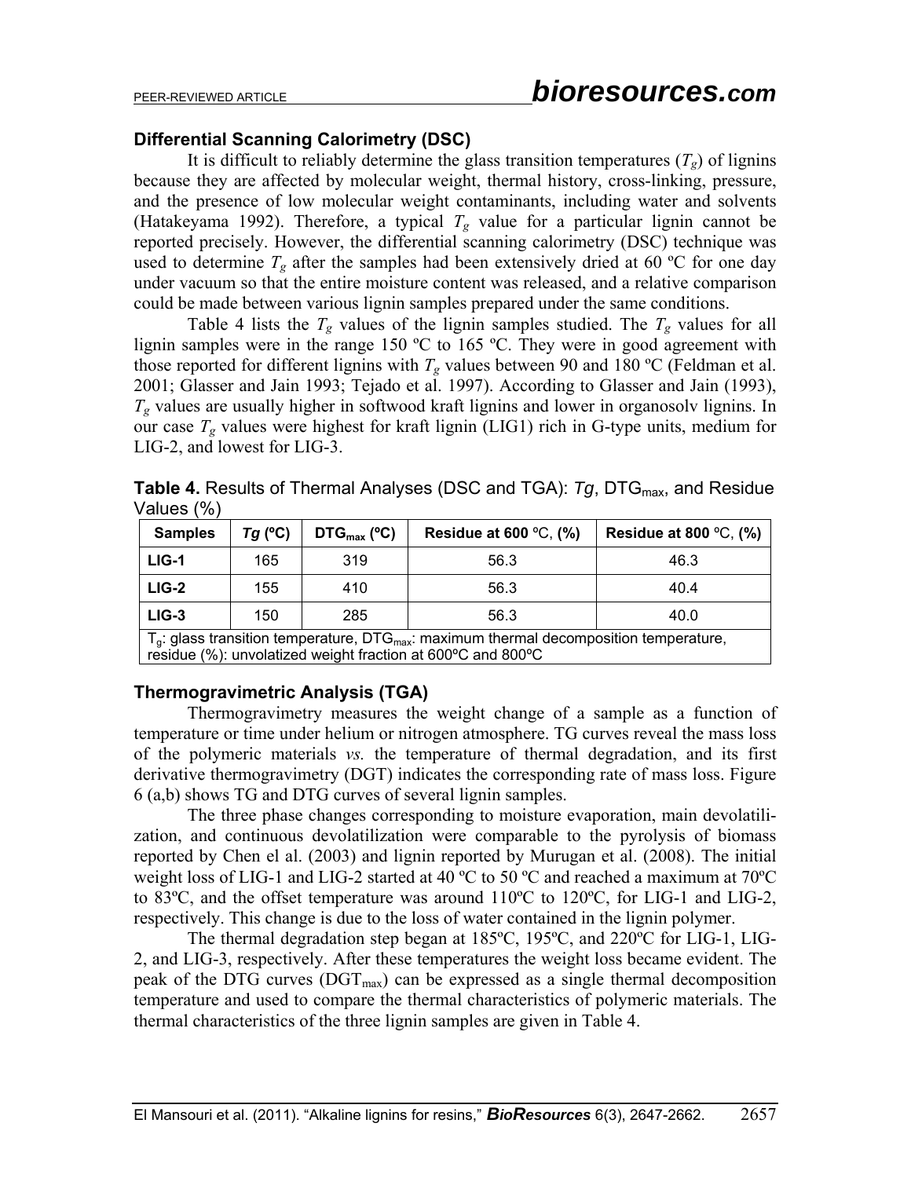### Differential Scanning Calorimetry (DSC)

It is difficult to reliably determine the glass transition temperatures ($T_g$) of lignins because they are affected by molecular weight, thermal history, cross-linking, pressure, and the presence of low molecular weight contaminants, including water and solvents (Hatakeyama 1992). Therefore, a typical $T_g$ value for a particular lignin cannot be reported precisely. However, the differential scanning calorimetry (DSC) technique was used to determine $T_g$ after the samples had been extensively dried at 60 ºC for one day under vacuum so that the entire moisture content was released, and a relative comparison could be made between various lignin samples prepared under the same conditions.

Table 4 lists the $T_g$ values of the lignin samples studied. The $T_g$ values for all lignin samples were in the range 150 ºC to 165 ºC. They were in good agreement with those reported for different lignins with $T_g$ values between 90 and 180 ºC (Feldman et al. 2001; Glasser and Jain 1993; Tejado et al. 1997). According to Glasser and Jain (1993), $T_g$ values are usually higher in softwood kraft lignins and lower in organosolv lignins. In our case $T_g$ values were highest for kraft lignin (LIG1) rich in G-type units, medium for LIG-2, and lowest for LIG-3.

**Table 4.** Results of Thermal Analyses (DSC and TGA): *Tg*, $DTG_{max}$, and Residue Values (%)

| Samples | *Tg* (ºC) | $DTG_{max}$ (ºC) | Residue at 600 °C, (%) | Residue at 800 °C, (%) |
|---|---|---|---|---|
| **LIG-1** | 165 | 319 | 56.3 | 46.3 |
| **LIG-2** | 155 | 410 | 56.3 | 40.4 |
| **LIG-3** | 150 | 285 | 56.3 | 40.0 |

$T_g$: glass transition temperature, $DTG_{max}$: maximum thermal decomposition temperature, residue (%): unvolatized weight fraction at 600ºC and 800ºC

### Thermogravimetric Analysis (TGA)

Thermogravimetry measures the weight change of a sample as a function of temperature or time under helium or nitrogen atmosphere. TG curves reveal the mass loss of the polymeric materials *vs.* the temperature of thermal degradation, and its first derivative thermogravimetry (DGT) indicates the corresponding rate of mass loss. Figure 6 (a,b) shows TG and DTG curves of several lignin samples.

The three phase changes corresponding to moisture evaporation, main devolatilization, and continuous devolatilization were comparable to the pyrolysis of biomass reported by Chen el al. (2003) and lignin reported by Murugan et al. (2008). The initial weight loss of LIG-1 and LIG-2 started at 40 ºC to 50 ºC and reached a maximum at 70ºC to 83ºC, and the offset temperature was around 110ºC to 120ºC, for LIG-1 and LIG-2, respectively. This change is due to the loss of water contained in the lignin polymer.

The thermal degradation step began at 185ºC, 195ºC, and 220ºC for LIG-1, LIG-2, and LIG-3, respectively. After these temperatures the weight loss became evident. The peak of the DTG curves ($DGT_{max}$) can be expressed as a single thermal decomposition temperature and used to compare the thermal characteristics of polymeric materials. The thermal characteristics of the three lignin samples are given in Table 4.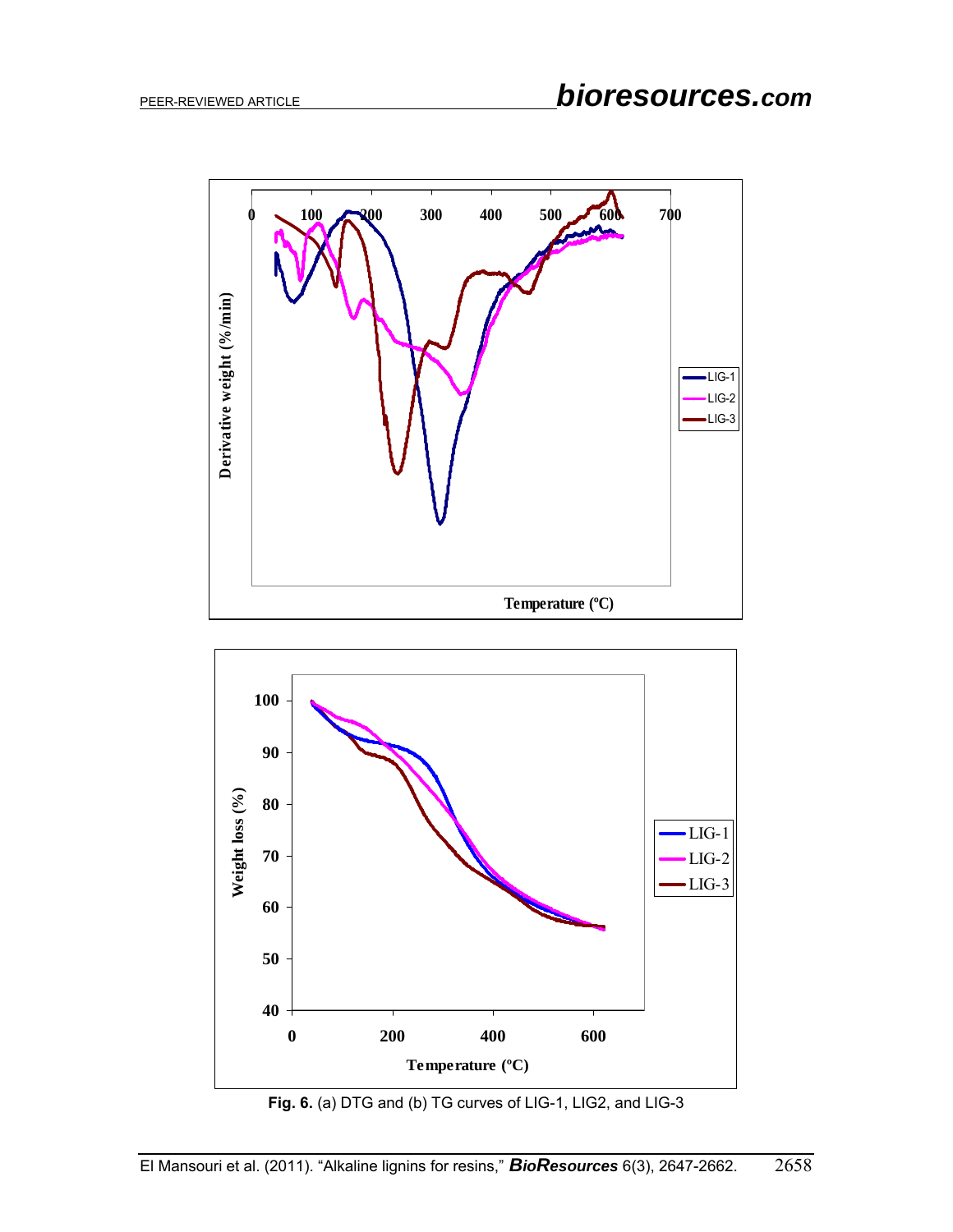**Fig. 6.** (a) DTG and (b) TG curves of LIG-1, LIG2, and LIG-3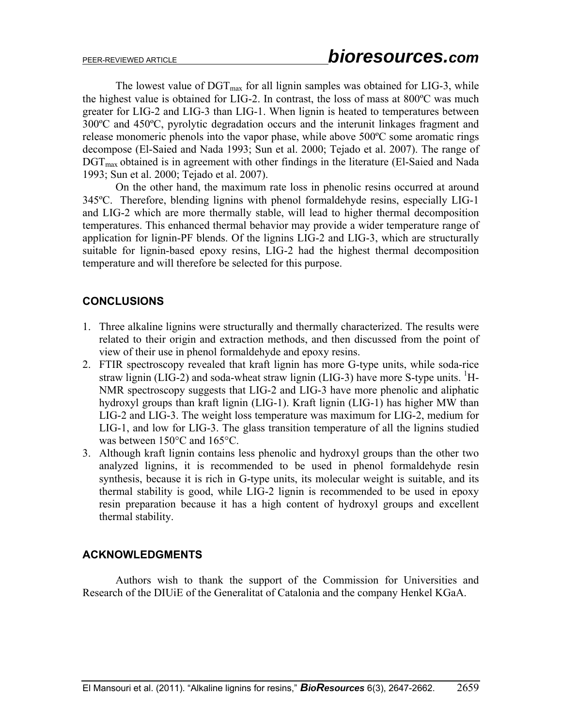The lowest value of $DGT_{max}$ for all lignin samples was obtained for LIG-3, while the highest value is obtained for LIG-2. In contrast, the loss of mass at 800ºC was much greater for LIG-2 and LIG-3 than LIG-1. When lignin is heated to temperatures between 300ºC and 450ºC, pyrolytic degradation occurs and the interunit linkages fragment and release monomeric phenols into the vapor phase, while above 500ºC some aromatic rings decompose (El-Saied and Nada 1993; Sun et al. 2000; Tejado et al. 2007). The range of $DGT_{max}$ obtained is in agreement with other findings in the literature (El-Saied and Nada 1993; Sun et al. 2000; Tejado et al. 2007).

On the other hand, the maximum rate loss in phenolic resins occurred at around 345ºC. Therefore, blending lignins with phenol formaldehyde resins, especially LIG-1 and LIG-2 which are more thermally stable, will lead to higher thermal decomposition temperatures. This enhanced thermal behavior may provide a wider temperature range of application for lignin-PF blends. Of the lignins LIG-2 and LIG-3, which are structurally suitable for lignin-based epoxy resins, LIG-2 had the highest thermal decomposition temperature and will therefore be selected for this purpose.

## CONCLUSIONS

1. Three alkaline lignins were structurally and thermally characterized. The results were related to their origin and extraction methods, and then discussed from the point of view of their use in phenol formaldehyde and epoxy resins.
2. FTIR spectroscopy revealed that kraft lignin has more G-type units, while soda-rice straw lignin (LIG-2) and soda-wheat straw lignin (LIG-3) have more S-type units. $^{1}$H-NMR spectroscopy suggests that LIG-2 and LIG-3 have more phenolic and aliphatic hydroxyl groups than kraft lignin (LIG-1). Kraft lignin (LIG-1) has higher MW than LIG-2 and LIG-3. The weight loss temperature was maximum for LIG-2, medium for LIG-1, and low for LIG-3. The glass transition temperature of all the lignins studied was between 150°C and 165°C.
3. Although kraft lignin contains less phenolic and hydroxyl groups than the other two analyzed lignins, it is recommended to be used in phenol formaldehyde resin synthesis, because it is rich in G-type units, its molecular weight is suitable, and its thermal stability is good, while LIG-2 lignin is recommended to be used in epoxy resin preparation because it has a high content of hydroxyl groups and excellent thermal stability.

## ACKNOWLEDGMENTS

Authors wish to thank the support of the Commission for Universities and Research of the DIUiE of the Generalitat of Catalonia and the company Henkel KGaA.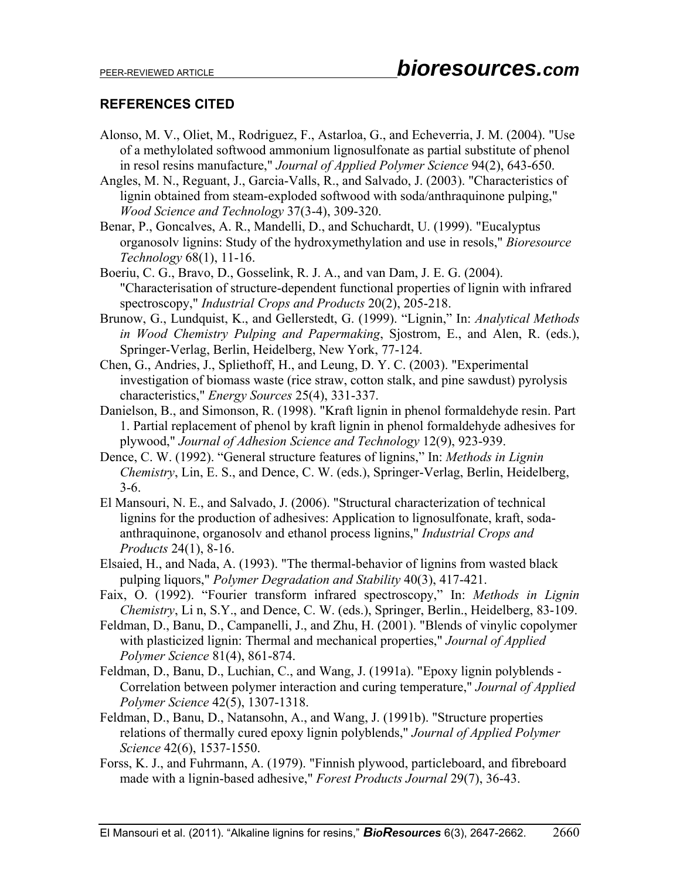## REFERENCES CITED

Alonso, M. V., Oliet, M., Rodriguez, F., Astarloa, G., and Echeverria, J. M. (2004). "Use of a methylolated softwood ammonium lignosulfonate as partial substitute of phenol in resol resins manufacture," *Journal of Applied Polymer Science* 94(2), 643-650.

Angles, M. N., Reguant, J., Garcia-Valls, R., and Salvado, J. (2003). "Characteristics of lignin obtained from steam-exploded softwood with soda/anthraquinone pulping," *Wood Science and Technology* 37(3-4), 309-320.

Benar, P., Goncalves, A. R., Mandelli, D., and Schuchardt, U. (1999). "Eucalyptus organosolv lignins: Study of the hydroxymethylation and use in resols," *Bioresource Technology* 68(1), 11-16.

Boeriu, C. G., Bravo, D., Gosselink, R. J. A., and van Dam, J. E. G. (2004). "Characterisation of structure-dependent functional properties of lignin with infrared spectroscopy," *Industrial Crops and Products* 20(2), 205-218.

Brunow, G., Lundquist, K., and Gellerstedt, G. (1999). "Lignin," In: *Analytical Methods in Wood Chemistry Pulping and Papermaking*, Sjostrom, E., and Alen, R. (eds.), Springer-Verlag, Berlin, Heidelberg, New York, 77-124.

Chen, G., Andries, J., Spliethoff, H., and Leung, D. Y. C. (2003). "Experimental investigation of biomass waste (rice straw, cotton stalk, and pine sawdust) pyrolysis characteristics," *Energy Sources* 25(4), 331-337.

Danielson, B., and Simonson, R. (1998). "Kraft lignin in phenol formaldehyde resin. Part 1. Partial replacement of phenol by kraft lignin in phenol formaldehyde adhesives for plywood," *Journal of Adhesion Science and Technology* 12(9), 923-939.

Dence, C. W. (1992). "General structure features of lignins," In: *Methods in Lignin Chemistry*, Lin, E. S., and Dence, C. W. (eds.), Springer-Verlag, Berlin, Heidelberg, 3-6.

El Mansouri, N. E., and Salvado, J. (2006). "Structural characterization of technical lignins for the production of adhesives: Application to lignosulfonate, kraft, soda-anthraquinone, organosolv and ethanol process lignins," *Industrial Crops and Products* 24(1), 8-16.

Elsaied, H., and Nada, A. (1993). "The thermal-behavior of lignins from wasted black pulping liquors," *Polymer Degradation and Stability* 40(3), 417-421.

Faix, O. (1992). "Fourier transform infrared spectroscopy," In: *Methods in Lignin Chemistry*, Li n, S.Y., and Dence, C. W. (eds.), Springer, Berlin., Heidelberg, 83-109.

Feldman, D., Banu, D., Campanelli, J., and Zhu, H. (2001). "Blends of vinylic copolymer with plasticized lignin: Thermal and mechanical properties," *Journal of Applied Polymer Science* 81(4), 861-874.

Feldman, D., Banu, D., Luchian, C., and Wang, J. (1991a). "Epoxy lignin polyblends - Correlation between polymer interaction and curing temperature," *Journal of Applied Polymer Science* 42(5), 1307-1318.

Feldman, D., Banu, D., Natansohn, A., and Wang, J. (1991b). "Structure properties relations of thermally cured epoxy lignin polyblends," *Journal of Applied Polymer Science* 42(6), 1537-1550.

Forss, K. J., and Fuhrmann, A. (1979). "Finnish plywood, particleboard, and fibreboard made with a lignin-based adhesive," *Forest Products Journal* 29(7), 36-43.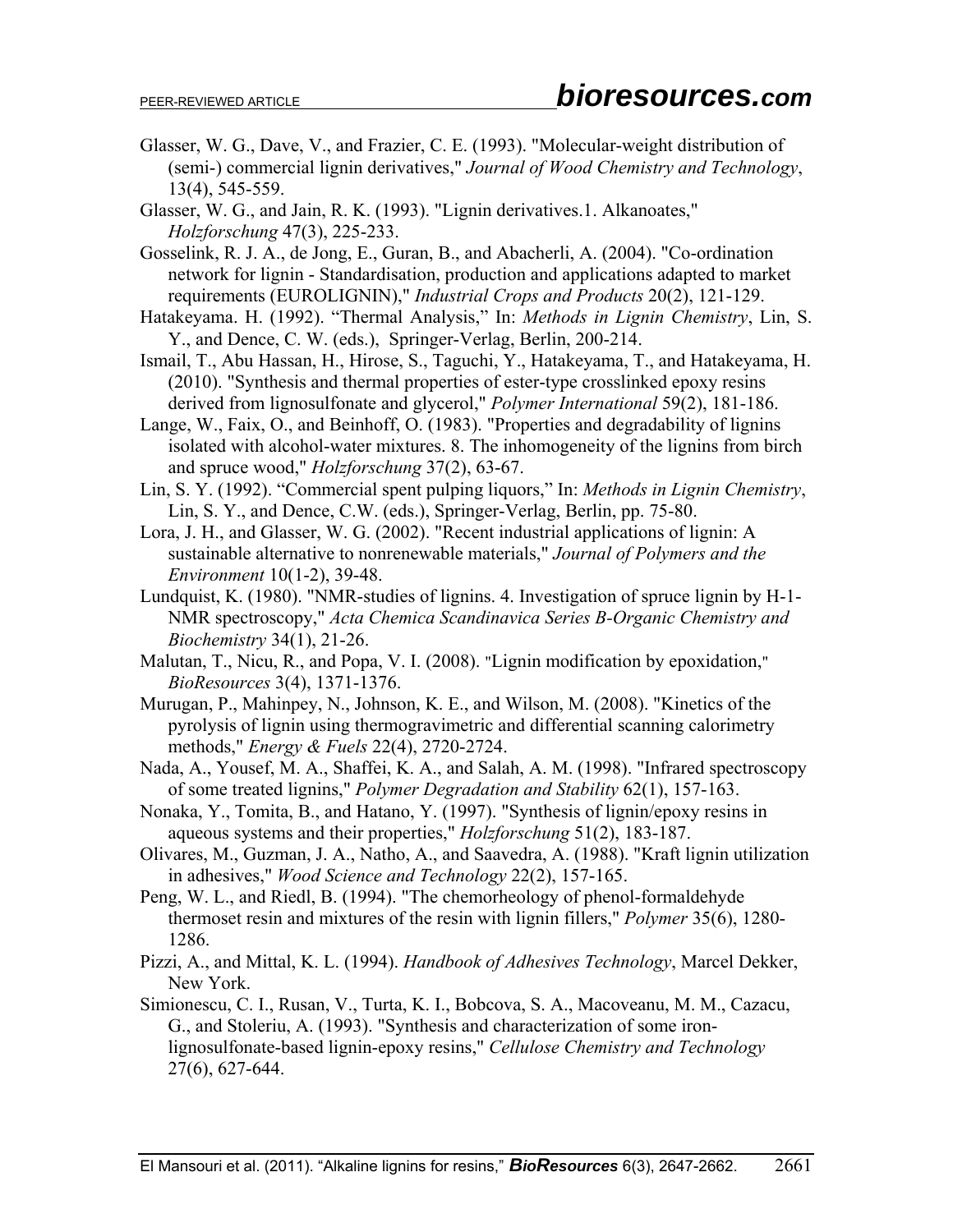Glasser, W. G., Dave, V., and Frazier, C. E. (1993). "Molecular-weight distribution of (semi-) commercial lignin derivatives," *Journal of Wood Chemistry and Technology*, 13(4), 545-559.

Glasser, W. G., and Jain, R. K. (1993). "Lignin derivatives.1. Alkanoates," *Holzforschung* 47(3), 225-233.

Gosselink, R. J. A., de Jong, E., Guran, B., and Abacherli, A. (2004). "Co-ordination network for lignin - Standardisation, production and applications adapted to market requirements (EUROLIGNIN)," *Industrial Crops and Products* 20(2), 121-129.

Hatakeyama. H. (1992). "Thermal Analysis," In: *Methods in Lignin Chemistry*, Lin, S. Y., and Dence, C. W. (eds.), Springer-Verlag, Berlin, 200-214.

Ismail, T., Abu Hassan, H., Hirose, S., Taguchi, Y., Hatakeyama, T., and Hatakeyama, H. (2010). "Synthesis and thermal properties of ester-type crosslinked epoxy resins derived from lignosulfonate and glycerol," *Polymer International* 59(2), 181-186.

Lange, W., Faix, O., and Beinhoff, O. (1983). "Properties and degradability of lignins isolated with alcohol-water mixtures. 8. The inhomogeneity of the lignins from birch and spruce wood," *Holzforschung* 37(2), 63-67.

Lin, S. Y. (1992). "Commercial spent pulping liquors," In: *Methods in Lignin Chemistry*, Lin, S. Y., and Dence, C.W. (eds.), Springer-Verlag, Berlin, pp. 75-80.

Lora, J. H., and Glasser, W. G. (2002). "Recent industrial applications of lignin: A sustainable alternative to nonrenewable materials," *Journal of Polymers and the Environment* 10(1-2), 39-48.

Lundquist, K. (1980). "NMR-studies of lignins. 4. Investigation of spruce lignin by H-1-NMR spectroscopy," *Acta Chemica Scandinavica Series B-Organic Chemistry and Biochemistry* 34(1), 21-26.

Malutan, T., Nicu, R., and Popa, V. I. (2008). "Lignin modification by epoxidation," *BioResources* 3(4), 1371-1376.

Murugan, P., Mahinpey, N., Johnson, K. E., and Wilson, M. (2008). "Kinetics of the pyrolysis of lignin using thermogravimetric and differential scanning calorimetry methods," *Energy & Fuels* 22(4), 2720-2724.

Nada, A., Yousef, M. A., Shaffei, K. A., and Salah, A. M. (1998). "Infrared spectroscopy of some treated lignins," *Polymer Degradation and Stability* 62(1), 157-163.

Nonaka, Y., Tomita, B., and Hatano, Y. (1997). "Synthesis of lignin/epoxy resins in aqueous systems and their properties," *Holzforschung* 51(2), 183-187.

Olivares, M., Guzman, J. A., Natho, A., and Saavedra, A. (1988). "Kraft lignin utilization in adhesives," *Wood Science and Technology* 22(2), 157-165.

Peng, W. L., and Riedl, B. (1994). "The chemorheology of phenol-formaldehyde thermoset resin and mixtures of the resin with lignin fillers," *Polymer* 35(6), 1280-1286.

Pizzi, A., and Mittal, K. L. (1994). *Handbook of Adhesives Technology*, Marcel Dekker, New York.

Simionescu, C. I., Rusan, V., Turta, K. I., Bobcova, S. A., Macoveanu, M. M., Cazacu, G., and Stoleriu, A. (1993). "Synthesis and characterization of some iron-lignosulfonate-based lignin-epoxy resins," *Cellulose Chemistry and Technology* 27(6), 627-644.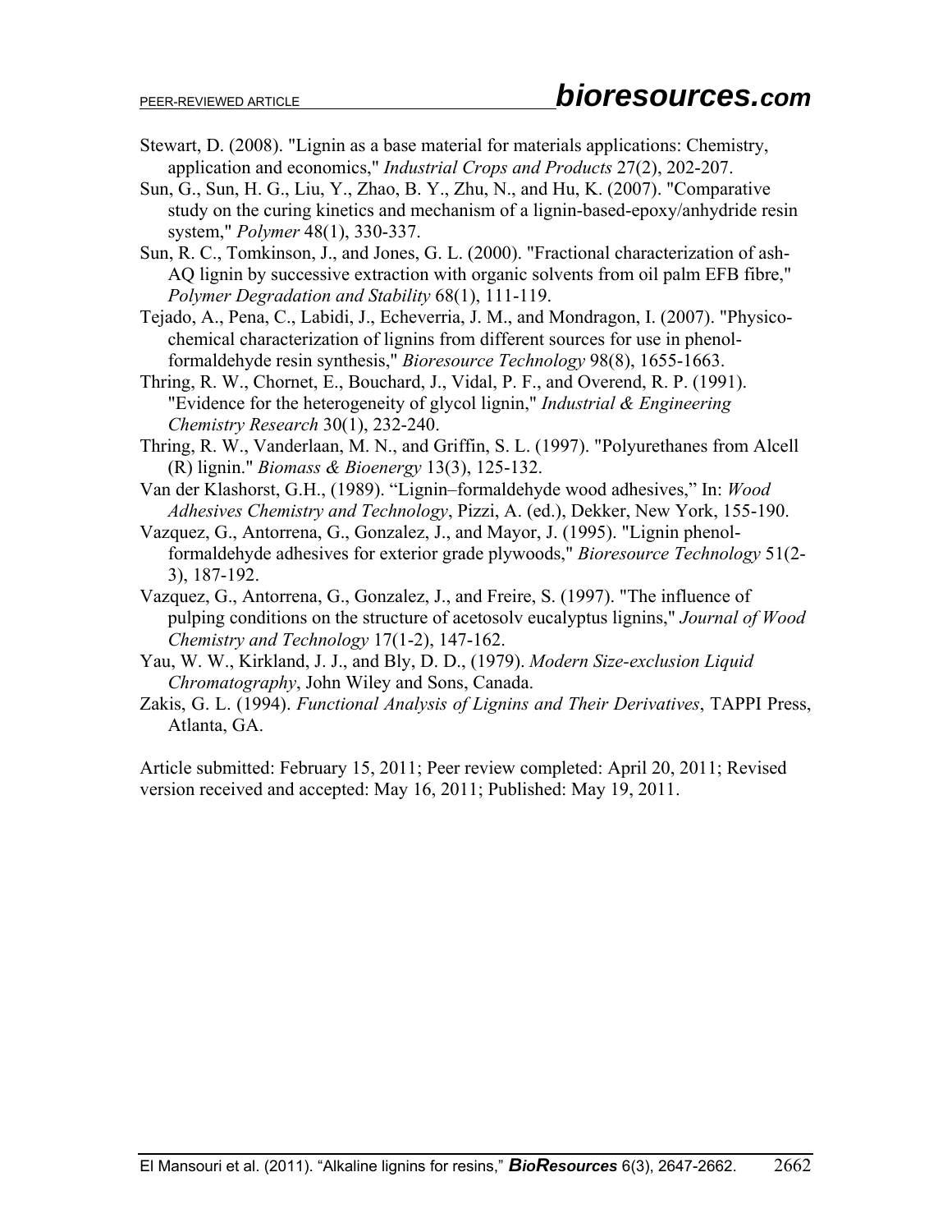Stewart, D. (2008). "Lignin as a base material for materials applications: Chemistry, application and economics," *Industrial Crops and Products* 27(2), 202-207.

Sun, G., Sun, H. G., Liu, Y., Zhao, B. Y., Zhu, N., and Hu, K. (2007). "Comparative study on the curing kinetics and mechanism of a lignin-based-epoxy/anhydride resin system," *Polymer* 48(1), 330-337.

Sun, R. C., Tomkinson, J., and Jones, G. L. (2000). "Fractional characterization of ash-AQ lignin by successive extraction with organic solvents from oil palm EFB fibre," *Polymer Degradation and Stability* 68(1), 111-119.

Tejado, A., Pena, C., Labidi, J., Echeverria, J. M., and Mondragon, I. (2007). "Physico-chemical characterization of lignins from different sources for use in phenol-formaldehyde resin synthesis," *Bioresource Technology* 98(8), 1655-1663.

Thring, R. W., Chornet, E., Bouchard, J., Vidal, P. F., and Overend, R. P. (1991). "Evidence for the heterogeneity of glycol lignin," *Industrial & Engineering Chemistry Research* 30(1), 232-240.

Thring, R. W., Vanderlaan, M. N., and Griffin, S. L. (1997). "Polyurethanes from Alcell (R) lignin." *Biomass & Bioenergy* 13(3), 125-132.

Van der Klashorst, G.H., (1989). "Lignin–formaldehyde wood adhesives," In: *Wood Adhesives Chemistry and Technology*, Pizzi, A. (ed.), Dekker, New York, 155-190.

Vazquez, G., Antorrena, G., Gonzalez, J., and Mayor, J. (1995). "Lignin phenol-formaldehyde adhesives for exterior grade plywoods," *Bioresource Technology* 51(2-3), 187-192.

Vazquez, G., Antorrena, G., Gonzalez, J., and Freire, S. (1997). "The influence of pulping conditions on the structure of acetosolv eucalyptus lignins," *Journal of Wood Chemistry and Technology* 17(1-2), 147-162.

Yau, W. W., Kirkland, J. J., and Bly, D. D., (1979). *Modern Size-exclusion Liquid Chromatography*, John Wiley and Sons, Canada.

Zakis, G. L. (1994). *Functional Analysis of Lignins and Their Derivatives*, TAPPI Press, Atlanta, GA.

Article submitted: February 15, 2011; Peer review completed: April 20, 2011; Revised version received and accepted: May 16, 2011; Published: May 19, 2011.